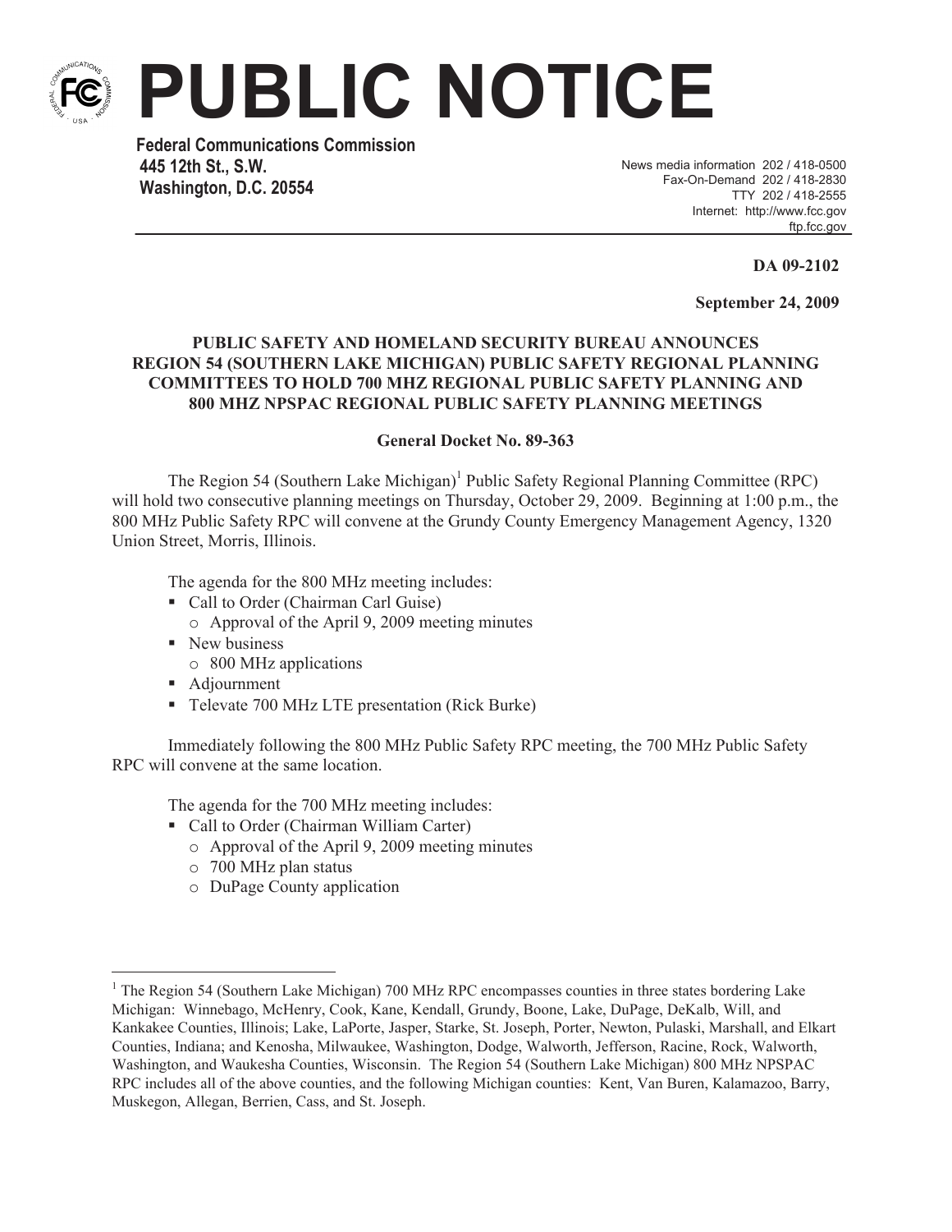# PUBLIC NOTICE

**Federal Communications Commission**
**445 12th St., S.W.**
**Washington, D.C. 20554**

News media information 202 / 418-0500
Fax-On-Demand 202 / 418-2830
TTY 202 / 418-2555
Internet: http://www.fcc.gov
ftp.fcc.gov

**DA 09-2102**

**September 24, 2009**

**PUBLIC SAFETY AND HOMELAND SECURITY BUREAU ANNOUNCES REGION 54 (SOUTHERN LAKE MICHIGAN) PUBLIC SAFETY REGIONAL PLANNING COMMITTEES TO HOLD 700 MHZ REGIONAL PUBLIC SAFETY PLANNING AND 800 MHZ NPSPAC REGIONAL PUBLIC SAFETY PLANNING MEETINGS**

**General Docket No. 89-363**

The Region 54 (Southern Lake Michigan)[1] Public Safety Regional Planning Committee (RPC) will hold two consecutive planning meetings on Thursday, October 29, 2009. Beginning at 1:00 p.m., the 800 MHz Public Safety RPC will convene at the Grundy County Emergency Management Agency, 1320 Union Street, Morris, Illinois.

The agenda for the 800 MHz meeting includes:

- Call to Order (Chairman Carl Guise)
  - Approval of the April 9, 2009 meeting minutes
- New business
  - 800 MHz applications
- Adjournment
- Televate 700 MHz LTE presentation (Rick Burke)

Immediately following the 800 MHz Public Safety RPC meeting, the 700 MHz Public Safety RPC will convene at the same location.

The agenda for the 700 MHz meeting includes:

- Call to Order (Chairman William Carter)
  - Approval of the April 9, 2009 meeting minutes
  - 700 MHz plan status
  - DuPage County application

---

[1] The Region 54 (Southern Lake Michigan) 700 MHz RPC encompasses counties in three states bordering Lake Michigan: Winnebago, McHenry, Cook, Kane, Kendall, Grundy, Boone, Lake, DuPage, DeKalb, Will, and Kankakee Counties, Illinois; Lake, LaPorte, Jasper, Starke, St. Joseph, Porter, Newton, Pulaski, Marshall, and Elkart Counties, Indiana; and Kenosha, Milwaukee, Washington, Dodge, Walworth, Jefferson, Racine, Rock, Walworth, Washington, and Waukesha Counties, Wisconsin. The Region 54 (Southern Lake Michigan) 800 MHz NPSPAC RPC includes all of the above counties, and the following Michigan counties: Kent, Van Buren, Kalamazoo, Barry, Muskegon, Allegan, Berrien, Cass, and St. Joseph.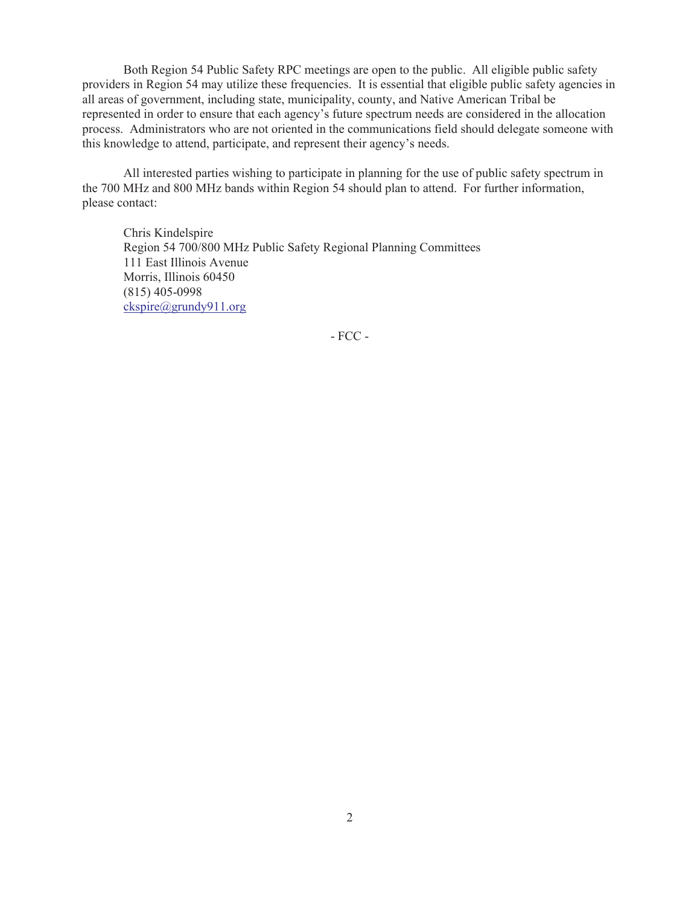Both Region 54 Public Safety RPC meetings are open to the public. All eligible public safety providers in Region 54 may utilize these frequencies. It is essential that eligible public safety agencies in all areas of government, including state, municipality, county, and Native American Tribal be represented in order to ensure that each agency's future spectrum needs are considered in the allocation process. Administrators who are not oriented in the communications field should delegate someone with this knowledge to attend, participate, and represent their agency's needs.

All interested parties wishing to participate in planning for the use of public safety spectrum in the 700 MHz and 800 MHz bands within Region 54 should plan to attend. For further information, please contact:

Chris Kindelspire
Region 54 700/800 MHz Public Safety Regional Planning Committees
111 East Illinois Avenue
Morris, Illinois 60450
(815) 405-0998
ckspire@grundy911.org

- FCC -